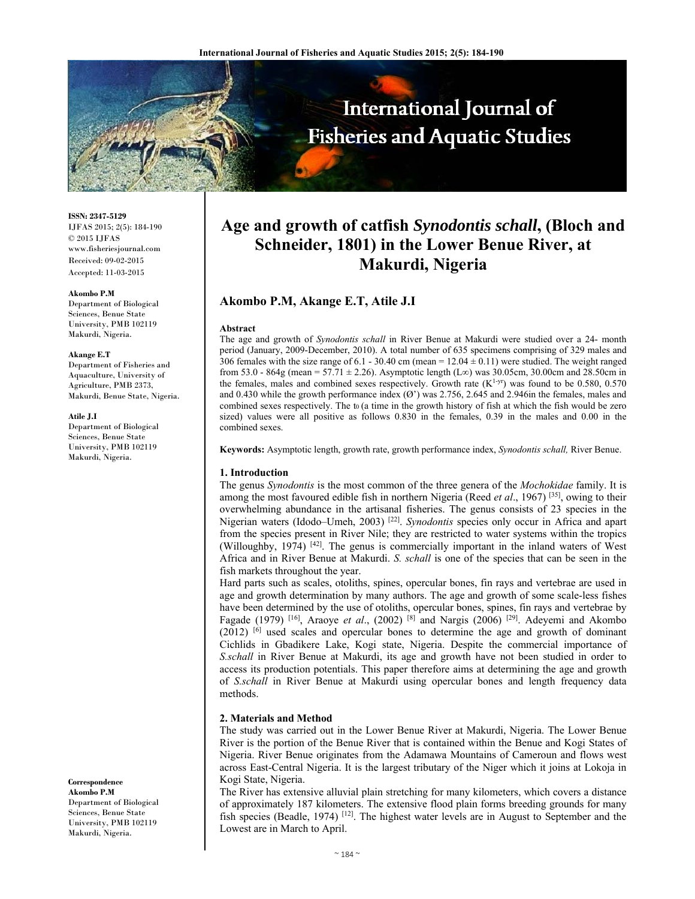ISSN: 2347-5129
IJFAS 2015; 2(5): 184-190
© 2015 IJFAS
www.fisheriesjournal.com
Received: 09-02-2015
Accepted: 11-03-2015

**Akombo P.M**
Department of Biological Sciences, Benue State University, PMB 102119 Makurdi, Nigeria.

**Akange E.T**
Department of Fisheries and Aquaculture, University of Agriculture, PMB 2373, Makurdi, Benue State, Nigeria.

**Atile J.I**
Department of Biological Sciences, Benue State University, PMB 102119 Makurdi, Nigeria.

**Correspondence**
**Akombo P.M**
Department of Biological Sciences, Benue State University, PMB 102119 Makurdi, Nigeria.

# Age and growth of catfish *Synodontis schall*, (Bloch and Schneider, 1801) in the Lower Benue River, at Makurdi, Nigeria

**Akombo P.M, Akange E.T, Atile J.I**

**Abstract**

The age and growth of *Synodontis schall* in River Benue at Makurdi were studied over a 24- month period (January, 2009-December, 2010). A total number of 635 specimens comprising of 329 males and 306 females with the size range of 6.1 - 30.40 cm (mean = 12.04 ± 0.11) were studied. The weight ranged from 53.0 - 864g (mean = 57.71 ± 2.26). Asymptotic length ($L\infty$) was 30.05cm, 30.00cm and 28.50cm in the females, males and combined sexes respectively. Growth rate ($K^{1-yr}$) was found to be 0.580, 0.570 and 0.430 while the growth performance index (Ø') was 2.756, 2.645 and 2.946in the females, males and combined sexes respectively. The $t_0$ (a time in the growth history of fish at which the fish would be zero sized) values were all positive as follows 0.830 in the females, 0.39 in the males and 0.00 in the combined sexes.

**Keywords:** Asymptotic length, growth rate, growth performance index, *Synodontis schall,* River Benue.

## 1. Introduction

The genus *Synodontis* is the most common of the three genera of the *Mochokidae* family. It is among the most favoured edible fish in northern Nigeria (Reed *et al*., 1967) [35], owing to their overwhelming abundance in the artisanal fisheries. The genus consists of 23 species in the Nigerian waters (Idodo–Umeh, 2003) [22]. *Synodontis* species only occur in Africa and apart from the species present in River Nile; they are restricted to water systems within the tropics (Willoughby, 1974) [42]. The genus is commercially important in the inland waters of West Africa and in River Benue at Makurdi. *S. schall* is one of the species that can be seen in the fish markets throughout the year.

Hard parts such as scales, otoliths, spines, opercular bones, fin rays and vertebrae are used in age and growth determination by many authors. The age and growth of some scale-less fishes have been determined by the use of otoliths, opercular bones, spines, fin rays and vertebrae by Fagade (1979) [16], Araoye *et al*., (2002) [8] and Nargis (2006) [29]. Adeyemi and Akombo (2012) [6] used scales and opercular bones to determine the age and growth of dominant Cichlids in Gbadikere Lake, Kogi state, Nigeria. Despite the commercial importance of *S.schall* in River Benue at Makurdi, its age and growth have not been studied in order to access its production potentials. This paper therefore aims at determining the age and growth of *S.schall* in River Benue at Makurdi using opercular bones and length frequency data methods.

## 2. Materials and Method

The study was carried out in the Lower Benue River at Makurdi, Nigeria. The Lower Benue River is the portion of the Benue River that is contained within the Benue and Kogi States of Nigeria. River Benue originates from the Adamawa Mountains of Cameroun and flows west across East-Central Nigeria. It is the largest tributary of the Niger which it joins at Lokoja in Kogi State, Nigeria.

The River has extensive alluvial plain stretching for many kilometers, which covers a distance of approximately 187 kilometers. The extensive flood plain forms breeding grounds for many fish species (Beadle, 1974) [12]. The highest water levels are in August to September and the Lowest are in March to April.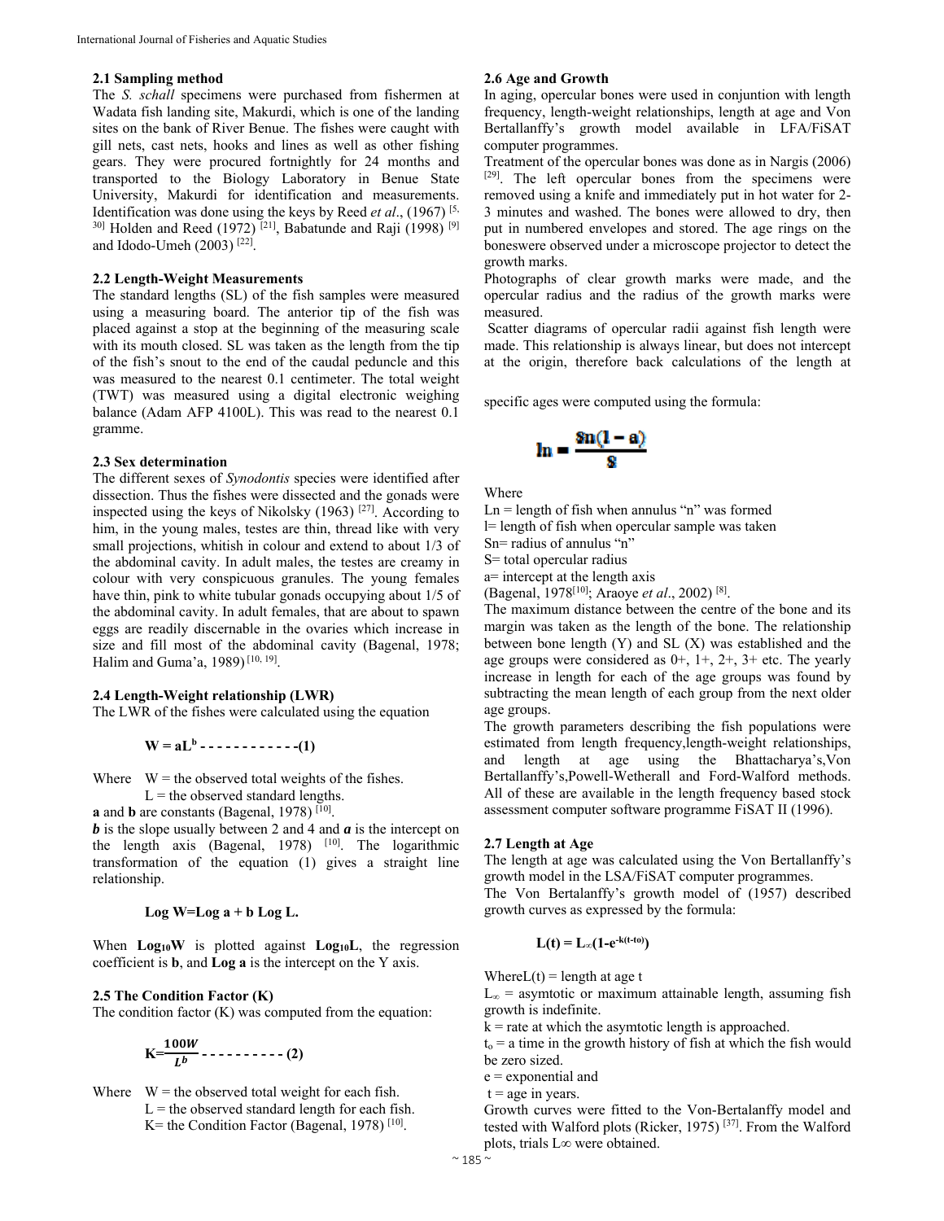### 2.1 Sampling method

The *S. schall* specimens were purchased from fishermen at Wadata fish landing site, Makurdi, which is one of the landing sites on the bank of River Benue. The fishes were caught with gill nets, cast nets, hooks and lines as well as other fishing gears. They were procured fortnightly for 24 months and transported to the Biology Laboratory in Benue State University, Makurdi for identification and measurements. Identification was done using the keys by Reed *et al*., (1967) [5, 30] Holden and Reed (1972) [21], Babatunde and Raji (1998) [9] and Idodo-Umeh (2003) [22].

### 2.2 Length-Weight Measurements

The standard lengths (SL) of the fish samples were measured using a measuring board. The anterior tip of the fish was placed against a stop at the beginning of the measuring scale with its mouth closed. SL was taken as the length from the tip of the fish's snout to the end of the caudal peduncle and this was measured to the nearest 0.1 centimeter. The total weight (TWT) was measured using a digital electronic weighing balance (Adam AFP 4100L). This was read to the nearest 0.1 gramme.

### 2.3 Sex determination

The different sexes of *Synodontis* species were identified after dissection. Thus the fishes were dissected and the gonads were inspected using the keys of Nikolsky (1963) [27]. According to him, in the young males, testes are thin, thread like with very small projections, whitish in colour and extend to about 1/3 of the abdominal cavity. In adult males, the testes are creamy in colour with very conspicuous granules. The young females have thin, pink to white tubular gonads occupying about 1/5 of the abdominal cavity. In adult females, that are about to spawn eggs are readily discernable in the ovaries which increase in size and fill most of the abdominal cavity (Bagenal, 1978; Halim and Guma'a, 1989) [10, 19].

### 2.4 Length-Weight relationship (LWR)

The LWR of the fishes were calculated using the equation

$$W = aL^b \text{ - - - - - - - - - - - -(1)}$$

Where $W$ = the observed total weights of the fishes.
$L$ = the observed standard lengths.
**a** and **b** are constants (Bagenal, 1978) [10].
***b*** is the slope usually between 2 and 4 and ***a*** is the intercept on the length axis (Bagenal, 1978) [10]. The logarithmic transformation of the equation (1) gives a straight line relationship.

$$\text{Log } W = \text{Log } a + b \text{ Log } L.$$

When $\mathbf{Log_{10}W}$ is plotted against $\mathbf{Log_{10}L}$, the regression coefficient is **b**, and **Log a** is the intercept on the Y axis.

### 2.5 The Condition Factor (K)

The condition factor (K) was computed from the equation:

$$K = \frac{100W}{L^b} \text{ - - - - - - - - - - (2)}$$

Where $W$ = the observed total weight for each fish.
$L$ = the observed standard length for each fish.
$K$ = the Condition Factor (Bagenal, 1978) [10].

### 2.6 Age and Growth

In aging, opercular bones were used in conjuntion with length frequency, length-weight relationships, length at age and Von Bertallanffy's growth model available in LFA/FiSAT computer programmes.

Treatment of the opercular bones was done as in Nargis (2006) [29]. The left opercular bones from the specimens were removed using a knife and immediately put in hot water for 2-3 minutes and washed. The bones were allowed to dry, then put in numbered envelopes and stored. The age rings on the boneswere observed under a microscope projector to detect the growth marks.

Photographs of clear growth marks were made, and the opercular radius and the radius of the growth marks were measured.

Scatter diagrams of opercular radii against fish length were made. This relationship is always linear, but does not intercept at the origin, therefore back calculations of the length at specific ages were computed using the formula:

$$ln = \frac{Sn(l - a)}{S}$$

Where
$Ln$ = length of fish when annulus "n" was formed
$l$ = length of fish when opercular sample was taken
$Sn$ = radius of annulus "n"
$S$ = total opercular radius
$a$ = intercept at the length axis
(Bagenal, 1978[10]; Araoye *et al*., 2002) [8].

The maximum distance between the centre of the bone and its margin was taken as the length of the bone. The relationship between bone length (Y) and SL (X) was established and the age groups were considered as 0+, 1+, 2+, 3+ etc. The yearly increase in length for each of the age groups was found by subtracting the mean length of each group from the next older age groups.

The growth parameters describing the fish populations were estimated from length frequency,length-weight relationships, and length at age using the Bhattacharya's,Von Bertallanffy's,Powell-Wetherall and Ford-Walford methods. All of these are available in the length frequency based stock assessment computer software programme FiSAT II (1996).

### 2.7 Length at Age

The length at age was calculated using the Von Bertallanffy's growth model in the LSA/FiSAT computer programmes.

The Von Bertalanffy's growth model of (1957) described growth curves as expressed by the formula:

$$L(t) = L_\infty(1-e^{-k(t-to)})$$

Where $L(t)$ = length at age t
$L_\infty$ = asymtotic or maximum attainable length, assuming fish growth is indefinite.
$k$ = rate at which the asymtotic length is approached.
$t_o$ = a time in the growth history of fish at which the fish would be zero sized.
$e$ = exponential and
$t$ = age in years.

Growth curves were fitted to the Von-Bertalanffy model and tested with Walford plots (Ricker, 1975) [37]. From the Walford plots, trials $L\infty$ were obtained.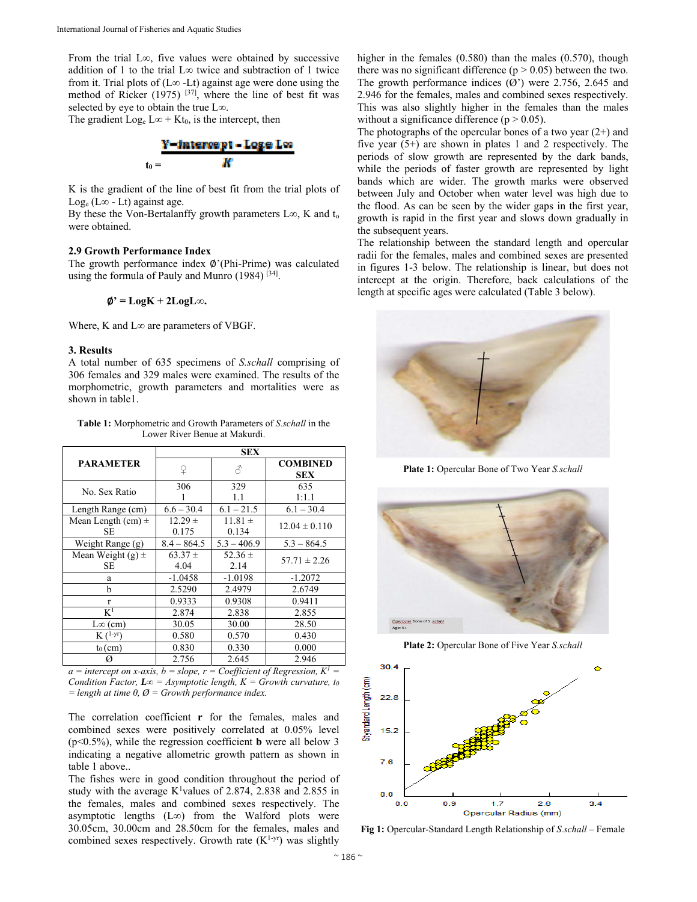From the trial L∞, five values were obtained by successive addition of 1 to the trial L∞ twice and subtraction of 1 twice from it. Trial plots of (L∞ -Lt) against age were done using the method of Ricker (1975) [37], where the line of best fit was selected by eye to obtain the true L∞.

The gradient $Log_e$ L∞ + $Kt_0$, is the intercept, then

$$t_0 = \frac{\text{Y-Intercept} - \text{Log}_e \text{L}\infty}{K}$$

K is the gradient of the line of best fit from the trial plots of $Log_e$ (L∞ - Lt) against age.

By these the Von-Bertalanffy growth parameters L∞, K and $t_o$ were obtained.

### 2.9 Growth Performance Index

The growth performance index Ø'(Phi-Prime) was calculated using the formula of Pauly and Munro (1984) [34].

$$\text{Ø'} = \text{LogK} + 2\text{LogL}\infty.$$

Where, K and L∞ are parameters of VBGF.

## 3. Results

A total number of 635 specimens of *S.schall* comprising of 306 females and 329 males were examined. The results of the morphometric, growth parameters and mortalities were as shown in table1.

**Table 1:** Morphometric and Growth Parameters of *S.schall* in the Lower River Benue at Makurdi.

| PARAMETER | SEX | | |
|---|---|---|---|
| | ♀ | ♂ | COMBINED SEX |
| No. Sex Ratio | 306<br>1 | 329<br>1.1 | 635<br>1:1.1 |
| Length Range (cm) | 6.6 – 30.4 | 6.1 – 21.5 | 6.1 – 30.4 |
| Mean Length (cm) ± SE | 12.29 ± 0.175 | 11.81 ± 0.134 | 12.04 ± 0.110 |
| Weight Range (g) | 8.4 – 864.5 | 5.3 – 406.9 | 5.3 – 864.5 |
| Mean Weight (g) ± SE | 63.37 ± 4.04 | 52.36 ± 2.14 | 57.71 ± 2.26 |
| a | -1.0458 | -1.0198 | -1.2072 |
| b | 2.5290 | 2.4979 | 2.6749 |
| r | 0.9333 | 0.9308 | 0.9411 |
| $K^1$ | 2.874 | 2.838 | 2.855 |
| L∞ (cm) | 30.05 | 30.00 | 28.50 |
| K ($^{1\text{-yr}}$) | 0.580 | 0.570 | 0.430 |
| $t_0$ (cm) | 0.830 | 0.330 | 0.000 |
| Ø | 2.756 | 2.645 | 2.946 |

*a = intercept on x-axis, b = slope, r = Coefficient of Regression, $K^1$ = Condition Factor, L∞ = Asymptotic length, K = Growth curvature, $t_0$ = length at time 0, Ø = Growth performance index.*

The correlation coefficient **r** for the females, males and combined sexes were positively correlated at 0.05% level (p<0.5%), while the regression coefficient **b** were all below 3 indicating a negative allometric growth pattern as shown in table 1 above..

The fishes were in good condition throughout the period of study with the average $K^1$values of 2.874, 2.838 and 2.855 in the females, males and combined sexes respectively. The asymptotic lengths (L∞) from the Walford plots were 30.05cm, 30.00cm and 28.50cm for the females, males and combined sexes respectively. Growth rate ($K^{1\text{-yr}}$) was slightly higher in the females (0.580) than the males (0.570), though there was no significant difference ($p > 0.05$) between the two. The growth performance indices (Ø') were 2.756, 2.645 and 2.946 for the females, males and combined sexes respectively. This was also slightly higher in the females than the males without a significance difference ($p > 0.05$).

The photographs of the opercular bones of a two year (2+) and five year (5+) are shown in plates 1 and 2 respectively. The periods of slow growth are represented by the dark bands, while the periods of faster growth are represented by light bands which are wider. The growth marks were observed between July and October when water level was high due to the flood. As can be seen by the wider gaps in the first year, growth is rapid in the first year and slows down gradually in the subsequent years.

The relationship between the standard length and opercular radii for the females, males and combined sexes are presented in figures 1-3 below. The relationship is linear, but does not intercept at the origin. Therefore, back calculations of the length at specific ages were calculated (Table 3 below).

**Plate 1:** Opercular Bone of Two Year *S.schall*

**Plate 2:** Opercular Bone of Five Year *S.schall*

**Fig 1:** Opercular-Standard Length Relationship of *S.schall* – Female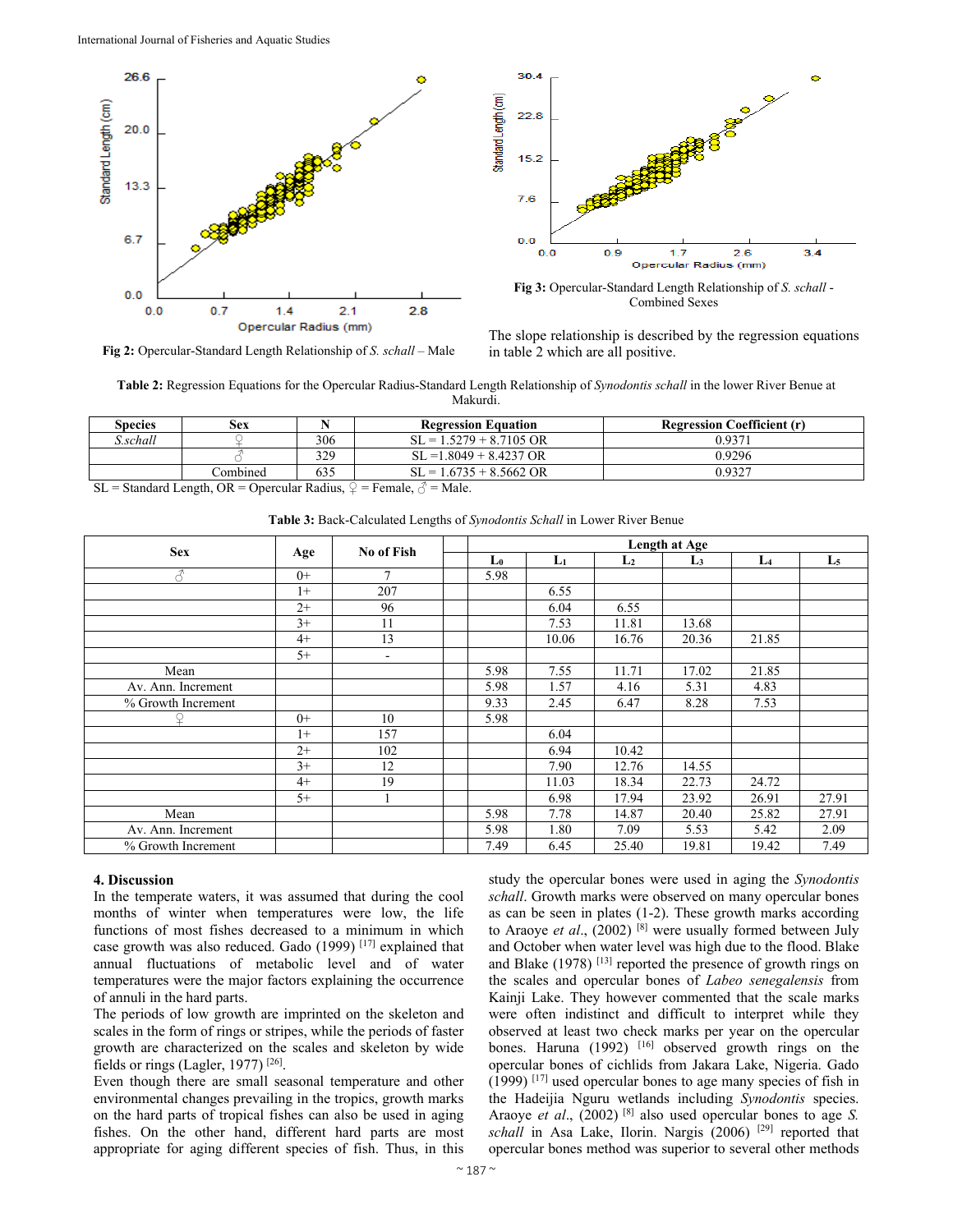Fig 2: Opercular-Standard Length Relationship of *S. schall* – Male

Fig 3: Opercular-Standard Length Relationship of *S. schall* - Combined Sexes

The slope relationship is described by the regression equations in table 2 which are all positive.

**Table 2:** Regression Equations for the Opercular Radius-Standard Length Relationship of *Synodontis schall* in the lower River Benue at Makurdi.

| Species | Sex | N | Regression Equation | Regression Coefficient (r) |
|---|---|---|---|---|
| *S.schall* | ♀ | 306 | SL = 1.5279 + 8.7105 OR | 0.9371 |
| | ♂ | 329 | SL =1.8049 + 8.4237 OR | 0.9296 |
| | Combined | 635 | SL = 1.6735 + 8.5662 OR | 0.9327 |

SL = Standard Length, OR = Opercular Radius, ♀ = Female, ♂ = Male.

**Table 3:** Back-Calculated Lengths of *Synodontis Schall* in Lower River Benue

| Sex | Age | No of Fish | | Length at Age | | | | | |
|---|---|---|---|---|---|---|---|---|---|
| | | | | $L_0$ | $L_1$ | $L_2$ | $L_3$ | $L_4$ | $L_5$ |
| ♂ | 0+ | 7 | | 5.98 | | | | | |
| | 1+ | 207 | | | 6.55 | | | | |
| | 2+ | 96 | | | 6.04 | 6.55 | | | |
| | 3+ | 11 | | | 7.53 | 11.81 | 13.68 | | |
| | 4+ | 13 | | | 10.06 | 16.76 | 20.36 | 21.85 | |
| | 5+ | - | | | | | | | |
| Mean | | | | 5.98 | 7.55 | 11.71 | 17.02 | 21.85 | |
| Av. Ann. Increment | | | | 5.98 | 1.57 | 4.16 | 5.31 | 4.83 | |
| % Growth Increment | | | | 9.33 | 2.45 | 6.47 | 8.28 | 7.53 | |
| ♀ | 0+ | 10 | | 5.98 | | | | | |
| | 1+ | 157 | | | 6.04 | | | | |
| | 2+ | 102 | | | 6.94 | 10.42 | | | |
| | 3+ | 12 | | | 7.90 | 12.76 | 14.55 | | |
| | 4+ | 19 | | | 11.03 | 18.34 | 22.73 | 24.72 | |
| | 5+ | 1 | | | 6.98 | 17.94 | 23.92 | 26.91 | 27.91 |
| Mean | | | | 5.98 | 7.78 | 14.87 | 20.40 | 25.82 | 27.91 |
| Av. Ann. Increment | | | | 5.98 | 1.80 | 7.09 | 5.53 | 5.42 | 2.09 |
| % Growth Increment | | | | 7.49 | 6.45 | 25.40 | 19.81 | 19.42 | 7.49 |

## 4. Discussion

In the temperate waters, it was assumed that during the cool months of winter when temperatures were low, the life functions of most fishes decreased to a minimum in which case growth was also reduced. Gado (1999) [17] explained that annual fluctuations of metabolic level and of water temperatures were the major factors explaining the occurrence of annuli in the hard parts.

The periods of low growth are imprinted on the skeleton and scales in the form of rings or stripes, while the periods of faster growth are characterized on the scales and skeleton by wide fields or rings (Lagler, 1977) [26].

Even though there are small seasonal temperature and other environmental changes prevailing in the tropics, growth marks on the hard parts of tropical fishes can also be used in aging fishes. On the other hand, different hard parts are most appropriate for aging different species of fish. Thus, in this study the opercular bones were used in aging the *Synodontis schall*. Growth marks were observed on many opercular bones as can be seen in plates (1-2). These growth marks according to Araoye *et al*., (2002) [8] were usually formed between July and October when water level was high due to the flood. Blake and Blake (1978) [13] reported the presence of growth rings on the scales and opercular bones of *Labeo senegalensis* from Kainji Lake. They however commented that the scale marks were often indistinct and difficult to interpret while they observed at least two check marks per year on the opercular bones. Haruna (1992) [16] observed growth rings on the opercular bones of cichlids from Jakara Lake, Nigeria. Gado (1999) [17] used opercular bones to age many species of fish in the Hadeijia Nguru wetlands including *Synodontis* species. Araoye *et al*., (2002) [8] also used opercular bones to age *S. schall* in Asa Lake, Ilorin. Nargis (2006) [29] reported that opercular bones method was superior to several other methods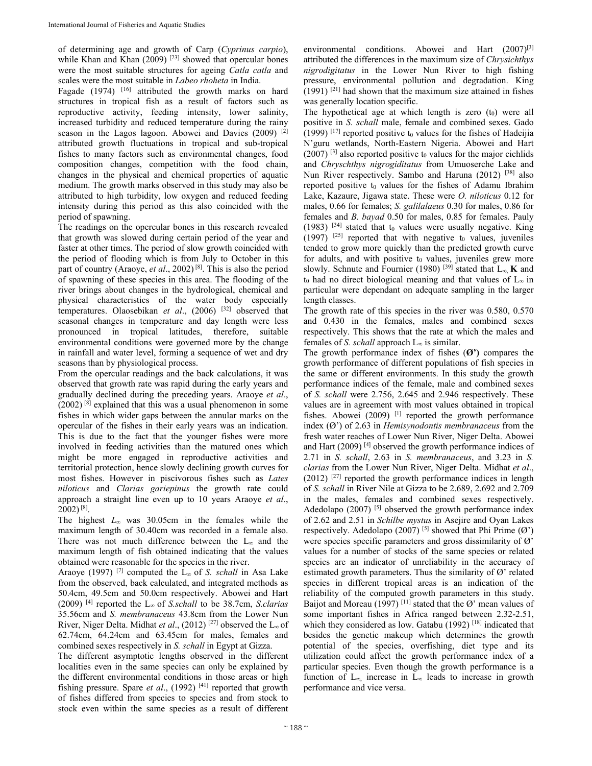of determining age and growth of Carp (*Cyprinus carpio*), while Khan and Khan (2009) [23] showed that opercular bones were the most suitable structures for ageing *Catla catla* and scales were the most suitable in *Labeo rhoheta* in India.

Fagade (1974) [16] attributed the growth marks on hard structures in tropical fish as a result of factors such as reproductive activity, feeding intensity, lower salinity, increased turbidity and reduced temperature during the rainy season in the Lagos lagoon. Abowei and Davies (2009) [2] attributed growth fluctuations in tropical and sub-tropical fishes to many factors such as environmental changes, food composition changes, competition with the food chain, changes in the physical and chemical properties of aquatic medium. The growth marks observed in this study may also be attributed to high turbidity, low oxygen and reduced feeding intensity during this period as this also coincided with the period of spawning.

The readings on the opercular bones in this research revealed that growth was slowed during certain period of the year and faster at other times. The period of slow growth coincided with the period of flooding which is from July to October in this part of country (Araoye, *et al*., 2002) [8]. This is also the period of spawning of these species in this area. The flooding of the river brings about changes in the hydrological, chemical and physical characteristics of the water body especially temperatures. Olaosebikan *et al*., (2006) [32] observed that seasonal changes in temperature and day length were less pronounced in tropical latitudes, therefore, suitable environmental conditions were governed more by the change in rainfall and water level, forming a sequence of wet and dry seasons than by physiological process.

From the opercular readings and the back calculations, it was observed that growth rate was rapid during the early years and gradually declined during the preceding years. Araoye *et al*., (2002) [8] explained that this was a usual phenomenon in some fishes in which wider gaps between the annular marks on the opercular of the fishes in their early years was an indication. This is due to the fact that the younger fishes were more involved in feeding activities than the matured ones which might be more engaged in reproductive activities and territorial protection, hence slowly declining growth curves for most fishes. However in piscivorous fishes such as *Lates niloticus* and *Clarias gariepinus* the growth rate could approach a straight line even up to 10 years Araoye *et al*., 2002) [8].

The highest $L_\infty$ was 30.05cm in the females while the maximum length of 30.40cm was recorded in a female also. There was not much difference between the $L_\infty$ and the maximum length of fish obtained indicating that the values obtained were reasonable for the species in the river.

Araoye (1997) [7] computed the $L_\infty$ of *S. schall* in Asa Lake from the observed, back calculated, and integrated methods as 50.4cm, 49.5cm and 50.0cm respectively. Abowei and Hart (2009) [4] reported the $L_\infty$ of *S.schall* to be 38.7cm, *S.clarias* 35.56cm and *S. membranaceus* 43.8cm from the Lower Nun River, Niger Delta. Midhat *et al*., (2012) [27] observed the $L_\infty$ of 62.74cm, 64.24cm and 63.45cm for males, females and combined sexes respectively in *S. schall* in Egypt at Gizza.

The different asymptotic lengths observed in the different localities even in the same species can only be explained by the different environmental conditions in those areas or high fishing pressure. Spare *et al*., (1992) [41] reported that growth of fishes differed from species to species and from stock to stock even within the same species as a result of different environmental conditions. Abowei and Hart (2007)[3] attributed the differences in the maximum size of *Chrysichthys nigrodigitatus* in the Lower Nun River to high fishing pressure, environmental pollution and degradation. King (1991) [21] had shown that the maximum size attained in fishes was generally location specific.

The hypothetical age at which length is zero ($t_0$) were all positive in *S. schall* male, female and combined sexes. Gado (1999) [17] reported positive $t_0$ values for the fishes of Hadeijia N'guru wetlands, North-Eastern Nigeria. Abowei and Hart (2007) [3] also reported positive $t_0$ values for the major cichlids and *Chryschthys nigrogiditatus* from Umuoserche Lake and Nun River respectively. Sambo and Haruna (2012) [38] also reported positive $t_0$ values for the fishes of Adamu Ibrahim Lake, Kazaure, Jigawa state. These were *O. niloticus* 0.12 for males, 0.66 for females; *S. galilalaeus* 0.30 for males, 0.86 for females and *B. bayad* 0.50 for males, 0.85 for females. Pauly (1983) [34] stated that $t_0$ values were usually negative. King (1997) [25] reported that with negative $t_0$ values, juveniles tended to grow more quickly than the predicted growth curve for adults, and with positive $t_0$ values, juveniles grew more slowly. Schnute and Fournier (1980) [39] stated that $L_\infty$, **K** and $t_0$ had no direct biological meaning and that values of $L_\infty$ in particular were dependant on adequate sampling in the larger length classes.

The growth rate of this species in the river was 0.580, 0.570 and 0.430 in the females, males and combined sexes respectively. This shows that the rate at which the males and females of *S. schall* approach $L_\infty$ is similar.

The growth performance index of fishes (**Ø'**) compares the growth performance of different populations of fish species in the same or different environments. In this study the growth performance indices of the female, male and combined sexes of *S. schall* were 2.756, 2.645 and 2.946 respectively. These values are in agreement with most values obtained in tropical fishes. Abowei (2009) [1] reported the growth performance index (Ø') of 2.63 in *Hemisynodontis membranaceus* from the fresh water reaches of Lower Nun River, Niger Delta. Abowei and Hart (2009) [4] observed the growth performance indices of 2.71 in *S. schall*, 2.63 in *S. membranaceus*, and 3.23 in *S. clarias* from the Lower Nun River, Niger Delta. Midhat *et al*., (2012) [27] reported the growth performance indices in length of *S. schall* in River Nile at Gizza to be 2.689, 2.692 and 2.709 in the males, females and combined sexes respectively. Adedolapo (2007) [5] observed the growth performance index of 2.62 and 2.51 in *Schilbe mystus* in Asejire and Oyan Lakes respectively. Adedolapo (2007) [5] showed that Phi Prime (Ø') were species specific parameters and gross dissimilarity of Ø' values for a number of stocks of the same species or related species are an indicator of unreliability in the accuracy of estimated growth parameters. Thus the similarity of Ø' related species in different tropical areas is an indication of the reliability of the computed growth parameters in this study. Baijot and Moreau (1997) [11] stated that the Ø' mean values of some important fishes in Africa ranged between 2.32-2.51, which they considered as low. Gatabu (1992) [18] indicated that besides the genetic makeup which determines the growth potential of the species, overfishing, diet type and its utilization could affect the growth performance index of a particular species. Even though the growth performance is a function of $L_\infty$, increase in $L_\infty$ leads to increase in growth performance and vice versa.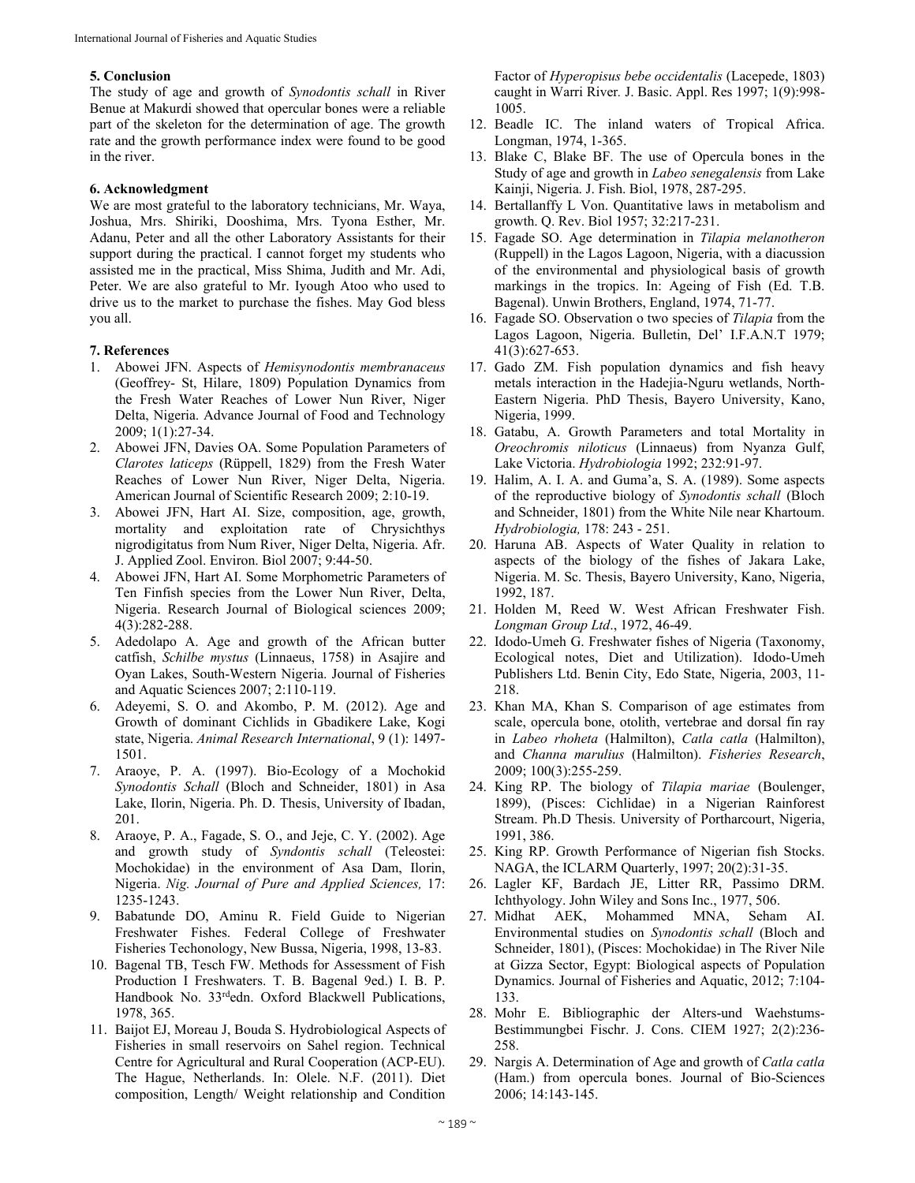## 5. Conclusion

The study of age and growth of *Synodontis schall* in River Benue at Makurdi showed that opercular bones were a reliable part of the skeleton for the determination of age. The growth rate and the growth performance index were found to be good in the river.

## 6. Acknowledgment

We are most grateful to the laboratory technicians, Mr. Waya, Joshua, Mrs. Shiriki, Dooshima, Mrs. Tyona Esther, Mr. Adanu, Peter and all the other Laboratory Assistants for their support during the practical. I cannot forget my students who assisted me in the practical, Miss Shima, Judith and Mr. Adi, Peter. We are also grateful to Mr. Iyough Atoo who used to drive us to the market to purchase the fishes. May God bless you all.

## 7. References

1. Abowei JFN. Aspects of *Hemisynodontis membranaceus* (Geoffrey- St, Hilare, 1809) Population Dynamics from the Fresh Water Reaches of Lower Nun River, Niger Delta, Nigeria. Advance Journal of Food and Technology 2009; 1(1):27-34.
2. Abowei JFN, Davies OA. Some Population Parameters of *Clarotes laticeps* (Rüppell, 1829) from the Fresh Water Reaches of Lower Nun River, Niger Delta, Nigeria. American Journal of Scientific Research 2009; 2:10-19.
3. Abowei JFN, Hart AI. Size, composition, age, growth, mortality and exploitation rate of Chrysichthys nigrodigitatus from Num River, Niger Delta, Nigeria. Afr. J. Applied Zool. Environ. Biol 2007; 9:44-50.
4. Abowei JFN, Hart AI. Some Morphometric Parameters of Ten Finfish species from the Lower Nun River, Delta, Nigeria. Research Journal of Biological sciences 2009; 4(3):282-288.
5. Adedolapo A. Age and growth of the African butter catfish, *Schilbe mystus* (Linnaeus, 1758) in Asajire and Oyan Lakes, South-Western Nigeria. Journal of Fisheries and Aquatic Sciences 2007; 2:110-119.
6. Adeyemi, S. O. and Akombo, P. M. (2012). Age and Growth of dominant Cichlids in Gbadikere Lake, Kogi state, Nigeria. *Animal Research International*, 9 (1): 1497-1501.
7. Araoye, P. A. (1997). Bio-Ecology of a Mochokid *Synodontis Schall* (Bloch and Schneider, 1801) in Asa Lake, Ilorin, Nigeria. Ph. D. Thesis, University of Ibadan, 201.
8. Araoye, P. A., Fagade, S. O., and Jeje, C. Y. (2002). Age and growth study of *Syndontis schall* (Teleostei: Mochokidae) in the environment of Asa Dam, Ilorin, Nigeria. *Nig. Journal of Pure and Applied Sciences,* 17: 1235-1243.
9. Babatunde DO, Aminu R. Field Guide to Nigerian Freshwater Fishes. Federal College of Freshwater Fisheries Techonology, New Bussa, Nigeria, 1998, 13-83.
10. Bagenal TB, Tesch FW. Methods for Assessment of Fish Production I Freshwaters. T. B. Bagenal 9ed.) I. B. P. Handbook No. 33rdedn. Oxford Blackwell Publications, 1978, 365.
11. Baijot EJ, Moreau J, Bouda S. Hydrobiological Aspects of Fisheries in small reservoirs on Sahel region. Technical Centre for Agricultural and Rural Cooperation (ACP-EU). The Hague, Netherlands. In: Olele. N.F. (2011). Diet composition, Length/ Weight relationship and Condition Factor of *Hyperopisus bebe occidentalis* (Lacepede, 1803) caught in Warri River. J. Basic. Appl. Res 1997; 1(9):998-1005.
12. Beadle IC. The inland waters of Tropical Africa. Longman, 1974, 1-365.
13. Blake C, Blake BF. The use of Opercula bones in the Study of age and growth in *Labeo senegalensis* from Lake Kainji, Nigeria. J. Fish. Biol, 1978, 287-295.
14. Bertallanffy L Von. Quantitative laws in metabolism and growth. Q. Rev. Biol 1957; 32:217-231.
15. Fagade SO. Age determination in *Tilapia melanotheron* (Ruppell) in the Lagos Lagoon, Nigeria, with a diacussion of the environmental and physiological basis of growth markings in the tropics. In: Ageing of Fish (Ed. T.B. Bagenal). Unwin Brothers, England, 1974, 71-77.
16. Fagade SO. Observation o two species of *Tilapia* from the Lagos Lagoon, Nigeria. Bulletin, Del' I.F.A.N.T 1979; 41(3):627-653.
17. Gado ZM. Fish population dynamics and fish heavy metals interaction in the Hadejia-Nguru wetlands, North-Eastern Nigeria. PhD Thesis, Bayero University, Kano, Nigeria, 1999.
18. Gatabu, A. Growth Parameters and total Mortality in *Oreochromis niloticus* (Linnaeus) from Nyanza Gulf, Lake Victoria. *Hydrobiologia* 1992; 232:91-97.
19. Halim, A. I. A. and Guma'a, S. A. (1989). Some aspects of the reproductive biology of *Synodontis schall* (Bloch and Schneider, 1801) from the White Nile near Khartoum. *Hydrobiologia,* 178: 243 - 251.
20. Haruna AB. Aspects of Water Quality in relation to aspects of the biology of the fishes of Jakara Lake, Nigeria. M. Sc. Thesis, Bayero University, Kano, Nigeria, 1992, 187.
21. Holden M, Reed W. West African Freshwater Fish. *Longman Group Ltd*., 1972, 46-49.
22. Idodo-Umeh G. Freshwater fishes of Nigeria (Taxonomy, Ecological notes, Diet and Utilization). Idodo-Umeh Publishers Ltd. Benin City, Edo State, Nigeria, 2003, 11-218.
23. Khan MA, Khan S. Comparison of age estimates from scale, opercula bone, otolith, vertebrae and dorsal fin ray in *Labeo rhoheta* (Halmilton), *Catla catla* (Halmilton), and *Channa marulius* (Halmilton). *Fisheries Research*, 2009; 100(3):255-259.
24. King RP. The biology of *Tilapia mariae* (Boulenger, 1899), (Pisces: Cichlidae) in a Nigerian Rainforest Stream. Ph.D Thesis. University of Portharcourt, Nigeria, 1991, 386.
25. King RP. Growth Performance of Nigerian fish Stocks. NAGA, the ICLARM Quarterly, 1997; 20(2):31-35.
26. Lagler KF, Bardach JE, Litter RR, Passimo DRM. Ichthyology. John Wiley and Sons Inc., 1977, 506.
27. Midhat AEK, Mohammed MNA, Seham AI. Environmental studies on *Synodontis schall* (Bloch and Schneider, 1801), (Pisces: Mochokidae) in The River Nile at Gizza Sector, Egypt: Biological aspects of Population Dynamics. Journal of Fisheries and Aquatic, 2012; 7:104-133.
28. Mohr E. Bibliographic der Alters-und Waehstums-Bestimmungbei Fischr. J. Cons. CIEM 1927; 2(2):236-258.
29. Nargis A. Determination of Age and growth of *Catla catla* (Ham.) from opercula bones. Journal of Bio-Sciences 2006; 14:143-145.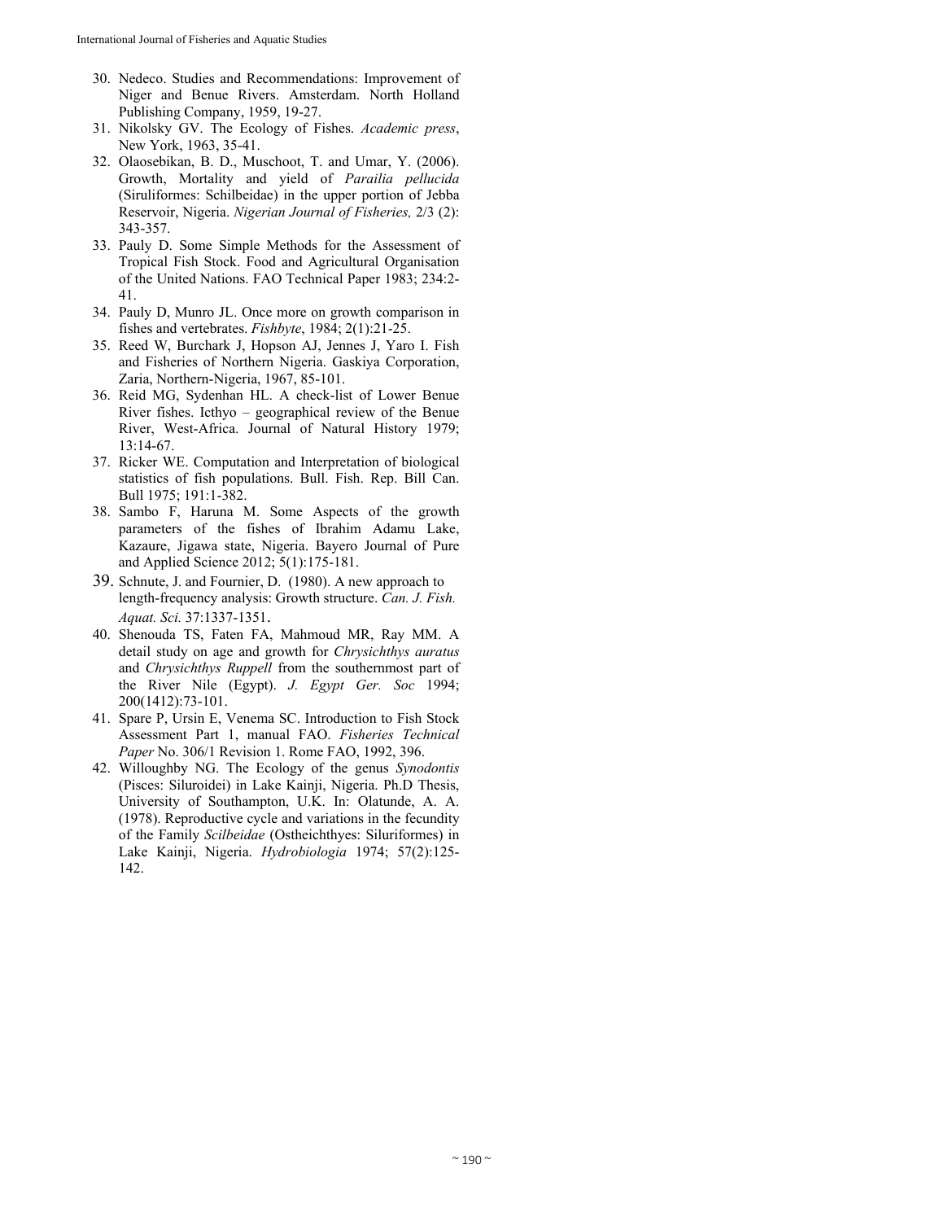30. Nedeco. Studies and Recommendations: Improvement of Niger and Benue Rivers. Amsterdam. North Holland Publishing Company, 1959, 19-27.
31. Nikolsky GV. The Ecology of Fishes. *Academic press*, New York, 1963, 35-41.
32. Olaosebikan, B. D., Muschoot, T. and Umar, Y. (2006). Growth, Mortality and yield of *Parailia pellucida* (Siruliformes: Schilbeidae) in the upper portion of Jebba Reservoir, Nigeria. *Nigerian Journal of Fisheries,* 2/3 (2): 343-357.
33. Pauly D. Some Simple Methods for the Assessment of Tropical Fish Stock. Food and Agricultural Organisation of the United Nations. FAO Technical Paper 1983; 234:2-41.
34. Pauly D, Munro JL. Once more on growth comparison in fishes and vertebrates. *Fishbyte*, 1984; 2(1):21-25.
35. Reed W, Burchark J, Hopson AJ, Jennes J, Yaro I. Fish and Fisheries of Northern Nigeria. Gaskiya Corporation, Zaria, Northern-Nigeria, 1967, 85-101.
36. Reid MG, Sydenhan HL. A check-list of Lower Benue River fishes. Icthyo – geographical review of the Benue River, West-Africa. Journal of Natural History 1979; 13:14-67.
37. Ricker WE. Computation and Interpretation of biological statistics of fish populations. Bull. Fish. Rep. Bill Can. Bull 1975; 191:1-382.
38. Sambo F, Haruna M. Some Aspects of the growth parameters of the fishes of Ibrahim Adamu Lake, Kazaure, Jigawa state, Nigeria. Bayero Journal of Pure and Applied Science 2012; 5(1):175-181.
39. Schnute, J. and Fournier, D. (1980). A new approach to length-frequency analysis: Growth structure. *Can. J. Fish. Aquat. Sci.* 37:1337-1351.
40. Shenouda TS, Faten FA, Mahmoud MR, Ray MM. A detail study on age and growth for *Chrysichthys auratus* and *Chrysichthys Ruppell* from the southernmost part of the River Nile (Egypt). *J. Egypt Ger. Soc* 1994; 200(1412):73-101.
41. Spare P, Ursin E, Venema SC. Introduction to Fish Stock Assessment Part 1, manual FAO. *Fisheries Technical Paper* No. 306/1 Revision 1. Rome FAO, 1992, 396.
42. Willoughby NG. The Ecology of the genus *Synodontis* (Pisces: Siluroidei) in Lake Kainji, Nigeria. Ph.D Thesis, University of Southampton, U.K. In: Olatunde, A. A. (1978). Reproductive cycle and variations in the fecundity of the Family *Scilbeidae* (Ostheichthyes: Siluriformes) in Lake Kainji, Nigeria. *Hydrobiologia* 1974; 57(2):125-142.